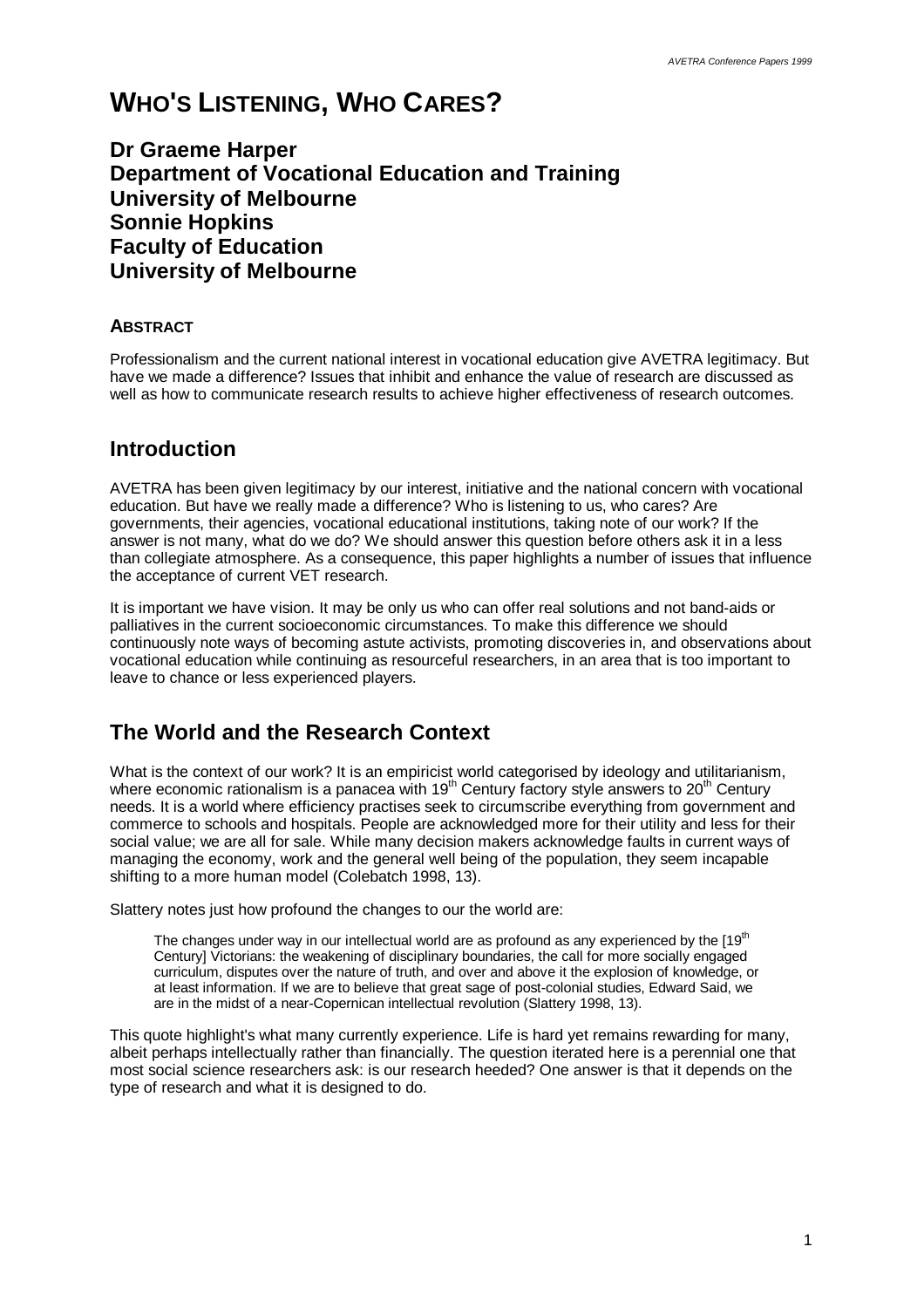# WHO'S LISTENING, WHO CARES?

**Dr Graeme Harper**
**Department of Vocational Education and Training**
**University of Melbourne**
**Sonnie Hopkins**
**Faculty of Education**
**University of Melbourne**

### ABSTRACT

Professionalism and the current national interest in vocational education give AVETRA legitimacy. But have we made a difference? Issues that inhibit and enhance the value of research are discussed as well as how to communicate research results to achieve higher effectiveness of research outcomes.

## Introduction

AVETRA has been given legitimacy by our interest, initiative and the national concern with vocational education. But have we really made a difference? Who is listening to us, who cares? Are governments, their agencies, vocational educational institutions, taking note of our work? If the answer is not many, what do we do? We should answer this question before others ask it in a less than collegiate atmosphere. As a consequence, this paper highlights a number of issues that influence the acceptance of current VET research.

It is important we have vision. It may be only us who can offer real solutions and not band-aids or palliatives in the current socioeconomic circumstances. To make this difference we should continuously note ways of becoming astute activists, promoting discoveries in, and observations about vocational education while continuing as resourceful researchers, in an area that is too important to leave to chance or less experienced players.

## The World and the Research Context

What is the context of our work? It is an empiricist world categorised by ideology and utilitarianism, where economic rationalism is a panacea with 19th Century factory style answers to 20th Century needs. It is a world where efficiency practises seek to circumscribe everything from government and commerce to schools and hospitals. People are acknowledged more for their utility and less for their social value; we are all for sale. While many decision makers acknowledge faults in current ways of managing the economy, work and the general well being of the population, they seem incapable shifting to a more human model (Colebatch 1998, 13).

Slattery notes just how profound the changes to our the world are:

> The changes under way in our intellectual world are as profound as any experienced by the [19th Century] Victorians: the weakening of disciplinary boundaries, the call for more socially engaged curriculum, disputes over the nature of truth, and over and above it the explosion of knowledge, or at least information. If we are to believe that great sage of post-colonial studies, Edward Said, we are in the midst of a near-Copernican intellectual revolution (Slattery 1998, 13).

This quote highlight's what many currently experience. Life is hard yet remains rewarding for many, albeit perhaps intellectually rather than financially. The question iterated here is a perennial one that most social science researchers ask: is our research heeded? One answer is that it depends on the type of research and what it is designed to do.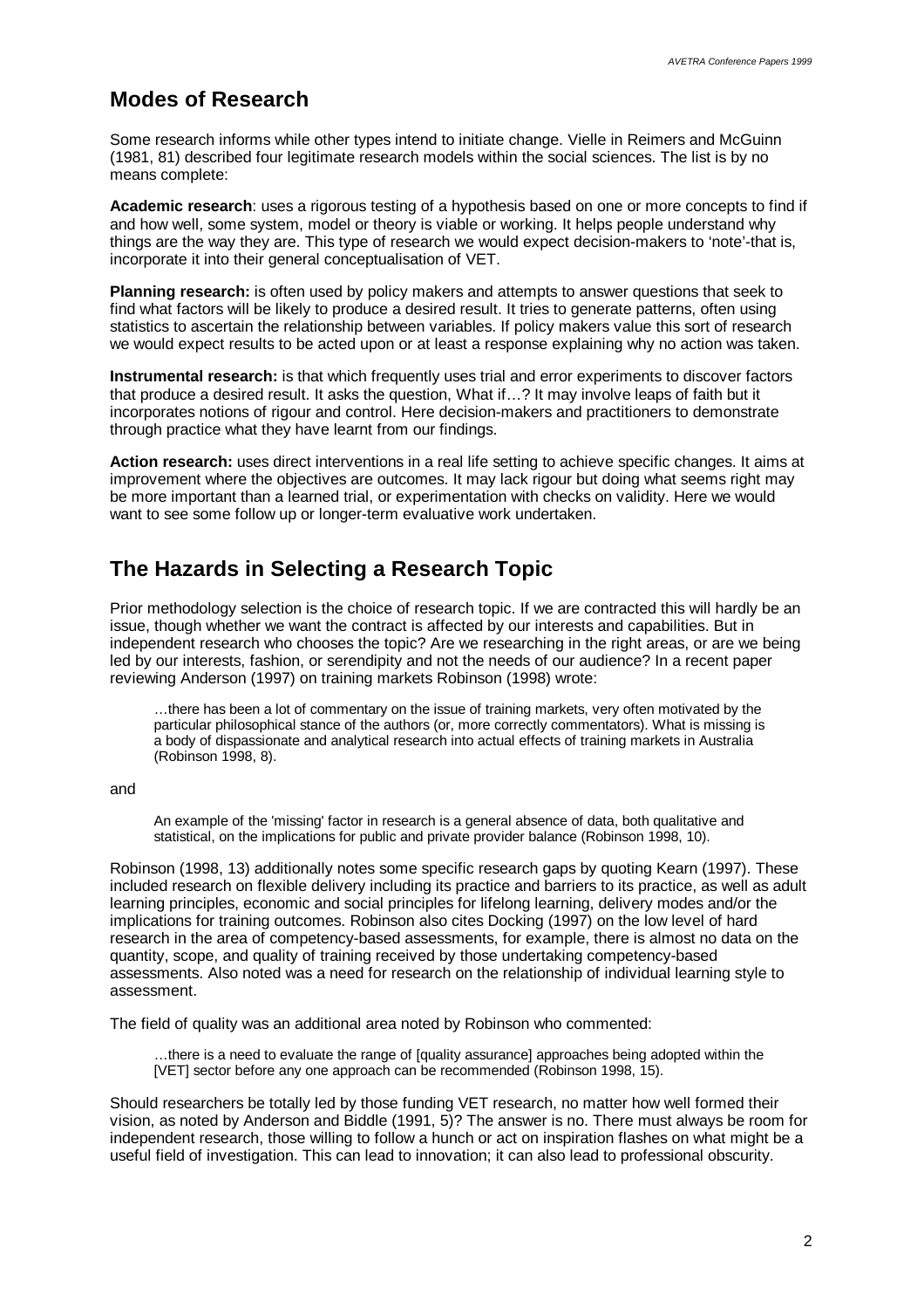## Modes of Research

Some research informs while other types intend to initiate change. Vielle in Reimers and McGuinn (1981, 81) described four legitimate research models within the social sciences. The list is by no means complete:

**Academic research**: uses a rigorous testing of a hypothesis based on one or more concepts to find if and how well, some system, model or theory is viable or working. It helps people understand why things are the way they are. This type of research we would expect decision-makers to 'note'-that is, incorporate it into their general conceptualisation of VET.

**Planning research:** is often used by policy makers and attempts to answer questions that seek to find what factors will be likely to produce a desired result. It tries to generate patterns, often using statistics to ascertain the relationship between variables. If policy makers value this sort of research we would expect results to be acted upon or at least a response explaining why no action was taken.

**Instrumental research:** is that which frequently uses trial and error experiments to discover factors that produce a desired result. It asks the question, What if…? It may involve leaps of faith but it incorporates notions of rigour and control. Here decision-makers and practitioners to demonstrate through practice what they have learnt from our findings.

**Action research:** uses direct interventions in a real life setting to achieve specific changes. It aims at improvement where the objectives are outcomes. It may lack rigour but doing what seems right may be more important than a learned trial, or experimentation with checks on validity. Here we would want to see some follow up or longer-term evaluative work undertaken.

## The Hazards in Selecting a Research Topic

Prior methodology selection is the choice of research topic. If we are contracted this will hardly be an issue, though whether we want the contract is affected by our interests and capabilities. But in independent research who chooses the topic? Are we researching in the right areas, or are we being led by our interests, fashion, or serendipity and not the needs of our audience? In a recent paper reviewing Anderson (1997) on training markets Robinson (1998) wrote:

> …there has been a lot of commentary on the issue of training markets, very often motivated by the particular philosophical stance of the authors (or, more correctly commentators). What is missing is a body of dispassionate and analytical research into actual effects of training markets in Australia (Robinson 1998, 8).

and

> An example of the 'missing' factor in research is a general absence of data, both qualitative and statistical, on the implications for public and private provider balance (Robinson 1998, 10).

Robinson (1998, 13) additionally notes some specific research gaps by quoting Kearn (1997). These included research on flexible delivery including its practice and barriers to its practice, as well as adult learning principles, economic and social principles for lifelong learning, delivery modes and/or the implications for training outcomes. Robinson also cites Docking (1997) on the low level of hard research in the area of competency-based assessments, for example, there is almost no data on the quantity, scope, and quality of training received by those undertaking competency-based assessments. Also noted was a need for research on the relationship of individual learning style to assessment.

The field of quality was an additional area noted by Robinson who commented:

> …there is a need to evaluate the range of [quality assurance] approaches being adopted within the [VET] sector before any one approach can be recommended (Robinson 1998, 15).

Should researchers be totally led by those funding VET research, no matter how well formed their vision, as noted by Anderson and Biddle (1991, 5)? The answer is no. There must always be room for independent research, those willing to follow a hunch or act on inspiration flashes on what might be a useful field of investigation. This can lead to innovation; it can also lead to professional obscurity.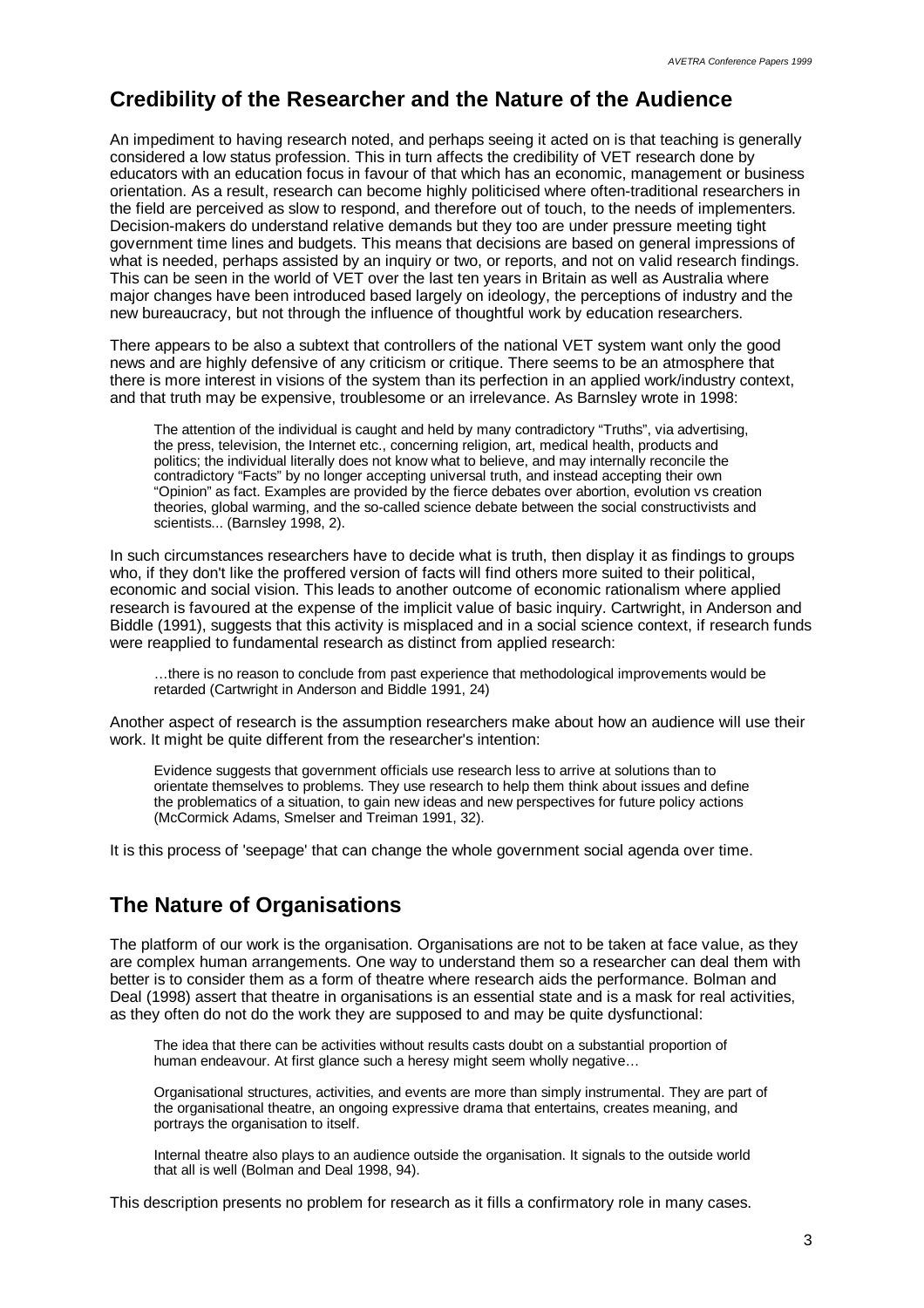## Credibility of the Researcher and the Nature of the Audience

An impediment to having research noted, and perhaps seeing it acted on is that teaching is generally considered a low status profession. This in turn affects the credibility of VET research done by educators with an education focus in favour of that which has an economic, management or business orientation. As a result, research can become highly politicised where often-traditional researchers in the field are perceived as slow to respond, and therefore out of touch, to the needs of implementers. Decision-makers do understand relative demands but they too are under pressure meeting tight government time lines and budgets. This means that decisions are based on general impressions of what is needed, perhaps assisted by an inquiry or two, or reports, and not on valid research findings. This can be seen in the world of VET over the last ten years in Britain as well as Australia where major changes have been introduced based largely on ideology, the perceptions of industry and the new bureaucracy, but not through the influence of thoughtful work by education researchers.

There appears to be also a subtext that controllers of the national VET system want only the good news and are highly defensive of any criticism or critique. There seems to be an atmosphere that there is more interest in visions of the system than its perfection in an applied work/industry context, and that truth may be expensive, troublesome or an irrelevance. As Barnsley wrote in 1998:

> The attention of the individual is caught and held by many contradictory "Truths", via advertising, the press, television, the Internet etc., concerning religion, art, medical health, products and politics; the individual literally does not know what to believe, and may internally reconcile the contradictory "Facts" by no longer accepting universal truth, and instead accepting their own "Opinion" as fact. Examples are provided by the fierce debates over abortion, evolution vs creation theories, global warming, and the so-called science debate between the social constructivists and scientists... (Barnsley 1998, 2).

In such circumstances researchers have to decide what is truth, then display it as findings to groups who, if they don't like the proffered version of facts will find others more suited to their political, economic and social vision. This leads to another outcome of economic rationalism where applied research is favoured at the expense of the implicit value of basic inquiry. Cartwright, in Anderson and Biddle (1991), suggests that this activity is misplaced and in a social science context, if research funds were reapplied to fundamental research as distinct from applied research:

> …there is no reason to conclude from past experience that methodological improvements would be retarded (Cartwright in Anderson and Biddle 1991, 24)

Another aspect of research is the assumption researchers make about how an audience will use their work. It might be quite different from the researcher's intention:

> Evidence suggests that government officials use research less to arrive at solutions than to orientate themselves to problems. They use research to help them think about issues and define the problematics of a situation, to gain new ideas and new perspectives for future policy actions (McCormick Adams, Smelser and Treiman 1991, 32).

It is this process of 'seepage' that can change the whole government social agenda over time.

## The Nature of Organisations

The platform of our work is the organisation. Organisations are not to be taken at face value, as they are complex human arrangements. One way to understand them so a researcher can deal them with better is to consider them as a form of theatre where research aids the performance. Bolman and Deal (1998) assert that theatre in organisations is an essential state and is a mask for real activities, as they often do not do the work they are supposed to and may be quite dysfunctional:

> The idea that there can be activities without results casts doubt on a substantial proportion of human endeavour. At first glance such a heresy might seem wholly negative…
>
> Organisational structures, activities, and events are more than simply instrumental. They are part of the organisational theatre, an ongoing expressive drama that entertains, creates meaning, and portrays the organisation to itself.
>
> Internal theatre also plays to an audience outside the organisation. It signals to the outside world that all is well (Bolman and Deal 1998, 94).

This description presents no problem for research as it fills a confirmatory role in many cases.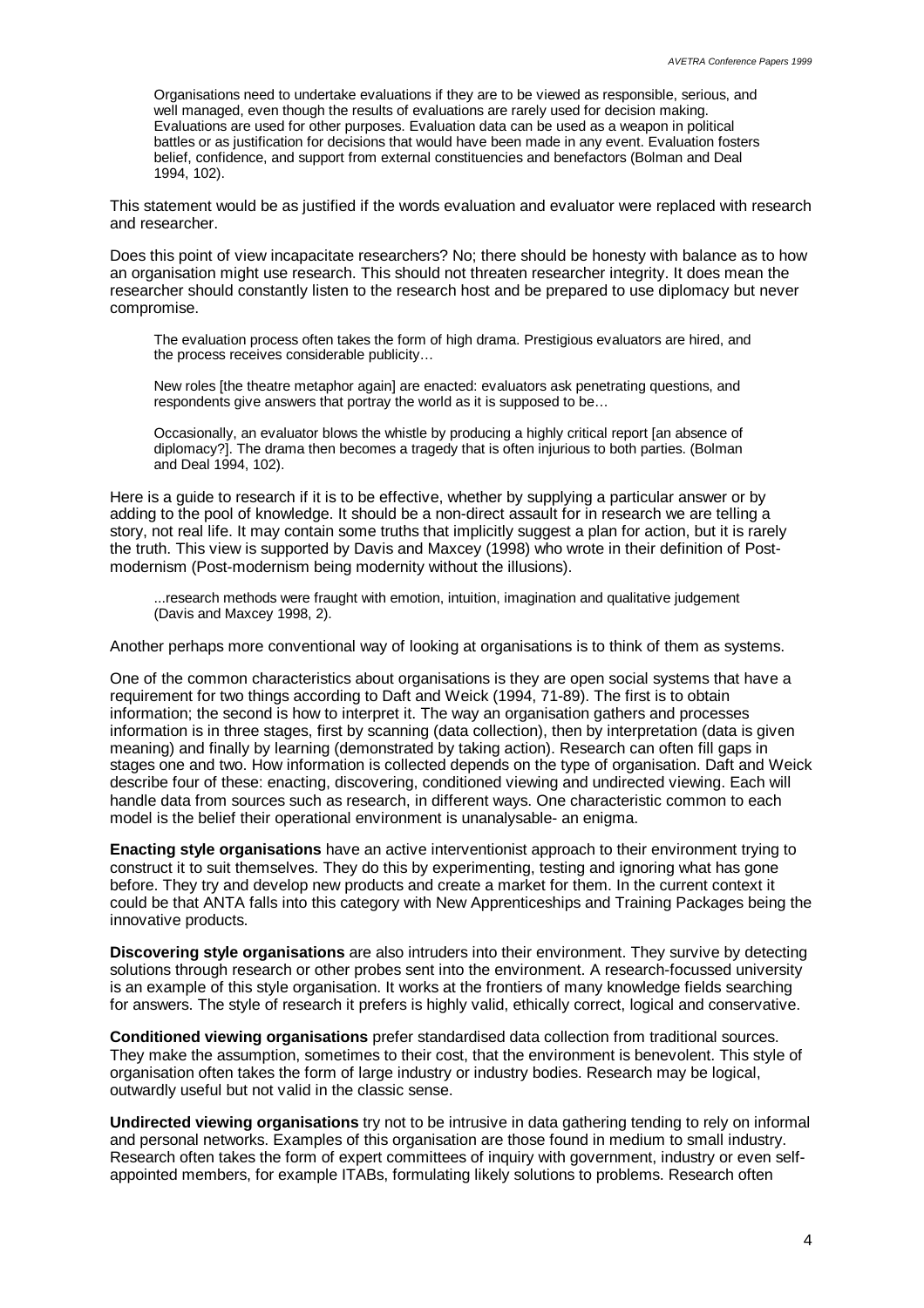> Organisations need to undertake evaluations if they are to be viewed as responsible, serious, and well managed, even though the results of evaluations are rarely used for decision making. Evaluations are used for other purposes. Evaluation data can be used as a weapon in political battles or as justification for decisions that would have been made in any event. Evaluation fosters belief, confidence, and support from external constituencies and benefactors (Bolman and Deal 1994, 102).

This statement would be as justified if the words evaluation and evaluator were replaced with research and researcher.

Does this point of view incapacitate researchers? No; there should be honesty with balance as to how an organisation might use research. This should not threaten researcher integrity. It does mean the researcher should constantly listen to the research host and be prepared to use diplomacy but never compromise.

> The evaluation process often takes the form of high drama. Prestigious evaluators are hired, and the process receives considerable publicity…
>
> New roles [the theatre metaphor again] are enacted: evaluators ask penetrating questions, and respondents give answers that portray the world as it is supposed to be…
>
> Occasionally, an evaluator blows the whistle by producing a highly critical report [an absence of diplomacy?]. The drama then becomes a tragedy that is often injurious to both parties. (Bolman and Deal 1994, 102).

Here is a guide to research if it is to be effective, whether by supplying a particular answer or by adding to the pool of knowledge. It should be a non-direct assault for in research we are telling a story, not real life. It may contain some truths that implicitly suggest a plan for action, but it is rarely the truth. This view is supported by Davis and Maxcey (1998) who wrote in their definition of Post-modernism (Post-modernism being modernity without the illusions).

> ...research methods were fraught with emotion, intuition, imagination and qualitative judgement (Davis and Maxcey 1998, 2).

Another perhaps more conventional way of looking at organisations is to think of them as systems.

One of the common characteristics about organisations is they are open social systems that have a requirement for two things according to Daft and Weick (1994, 71-89). The first is to obtain information; the second is how to interpret it. The way an organisation gathers and processes information is in three stages, first by scanning (data collection), then by interpretation (data is given meaning) and finally by learning (demonstrated by taking action). Research can often fill gaps in stages one and two. How information is collected depends on the type of organisation. Daft and Weick describe four of these: enacting, discovering, conditioned viewing and undirected viewing. Each will handle data from sources such as research, in different ways. One characteristic common to each model is the belief their operational environment is unanalysable- an enigma.

**Enacting style organisations** have an active interventionist approach to their environment trying to construct it to suit themselves. They do this by experimenting, testing and ignoring what has gone before. They try and develop new products and create a market for them. In the current context it could be that ANTA falls into this category with New Apprenticeships and Training Packages being the innovative products.

**Discovering style organisations** are also intruders into their environment. They survive by detecting solutions through research or other probes sent into the environment. A research-focussed university is an example of this style organisation. It works at the frontiers of many knowledge fields searching for answers. The style of research it prefers is highly valid, ethically correct, logical and conservative.

**Conditioned viewing organisations** prefer standardised data collection from traditional sources. They make the assumption, sometimes to their cost, that the environment is benevolent. This style of organisation often takes the form of large industry or industry bodies. Research may be logical, outwardly useful but not valid in the classic sense.

**Undirected viewing organisations** try not to be intrusive in data gathering tending to rely on informal and personal networks. Examples of this organisation are those found in medium to small industry. Research often takes the form of expert committees of inquiry with government, industry or even self-appointed members, for example ITABs, formulating likely solutions to problems. Research often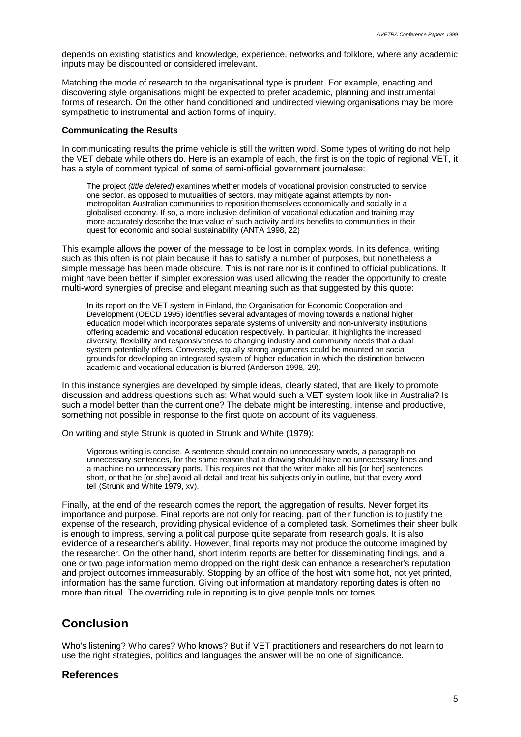depends on existing statistics and knowledge, experience, networks and folklore, where any academic inputs may be discounted or considered irrelevant.

Matching the mode of research to the organisational type is prudent. For example, enacting and discovering style organisations might be expected to prefer academic, planning and instrumental forms of research. On the other hand conditioned and undirected viewing organisations may be more sympathetic to instrumental and action forms of inquiry.

**Communicating the Results**

In communicating results the prime vehicle is still the written word. Some types of writing do not help the VET debate while others do. Here is an example of each, the first is on the topic of regional VET, it has a style of comment typical of some of semi-official government journalese:

> The project *(title deleted)* examines whether models of vocational provision constructed to service one sector, as opposed to mutualities of sectors, may mitigate against attempts by non-metropolitan Australian communities to reposition themselves economically and socially in a globalised economy. If so, a more inclusive definition of vocational education and training may more accurately describe the true value of such activity and its benefits to communities in their quest for economic and social sustainability (ANTA 1998, 22)

This example allows the power of the message to be lost in complex words. In its defence, writing such as this often is not plain because it has to satisfy a number of purposes, but nonetheless a simple message has been made obscure. This is not rare nor is it confined to official publications. It might have been better if simpler expression was used allowing the reader the opportunity to create multi-word synergies of precise and elegant meaning such as that suggested by this quote:

> In its report on the VET system in Finland, the Organisation for Economic Cooperation and Development (OECD 1995) identifies several advantages of moving towards a national higher education model which incorporates separate systems of university and non-university institutions offering academic and vocational education respectively. In particular, it highlights the increased diversity, flexibility and responsiveness to changing industry and community needs that a dual system potentially offers. Conversely, equally strong arguments could be mounted on social grounds for developing an integrated system of higher education in which the distinction between academic and vocational education is blurred (Anderson 1998, 29).

In this instance synergies are developed by simple ideas, clearly stated, that are likely to promote discussion and address questions such as: What would such a VET system look like in Australia? Is such a model better than the current one? The debate might be interesting, intense and productive, something not possible in response to the first quote on account of its vagueness.

On writing and style Strunk is quoted in Strunk and White (1979):

> Vigorous writing is concise. A sentence should contain no unnecessary words, a paragraph no unnecessary sentences, for the same reason that a drawing should have no unnecessary lines and a machine no unnecessary parts. This requires not that the writer make all his [or her] sentences short, or that he [or she] avoid all detail and treat his subjects only in outline, but that every word tell (Strunk and White 1979, xv).

Finally, at the end of the research comes the report, the aggregation of results. Never forget its importance and purpose. Final reports are not only for reading, part of their function is to justify the expense of the research, providing physical evidence of a completed task. Sometimes their sheer bulk is enough to impress, serving a political purpose quite separate from research goals. It is also evidence of a researcher's ability. However, final reports may not produce the outcome imagined by the researcher. On the other hand, short interim reports are better for disseminating findings, and a one or two page information memo dropped on the right desk can enhance a researcher's reputation and project outcomes immeasurably. Stopping by an office of the host with some hot, not yet printed, information has the same function. Giving out information at mandatory reporting dates is often no more than ritual. The overriding rule in reporting is to give people tools not tomes.

# Conclusion

Who's listening? Who cares? Who knows? But if VET practitioners and researchers do not learn to use the right strategies, politics and languages the answer will be no one of significance.

## References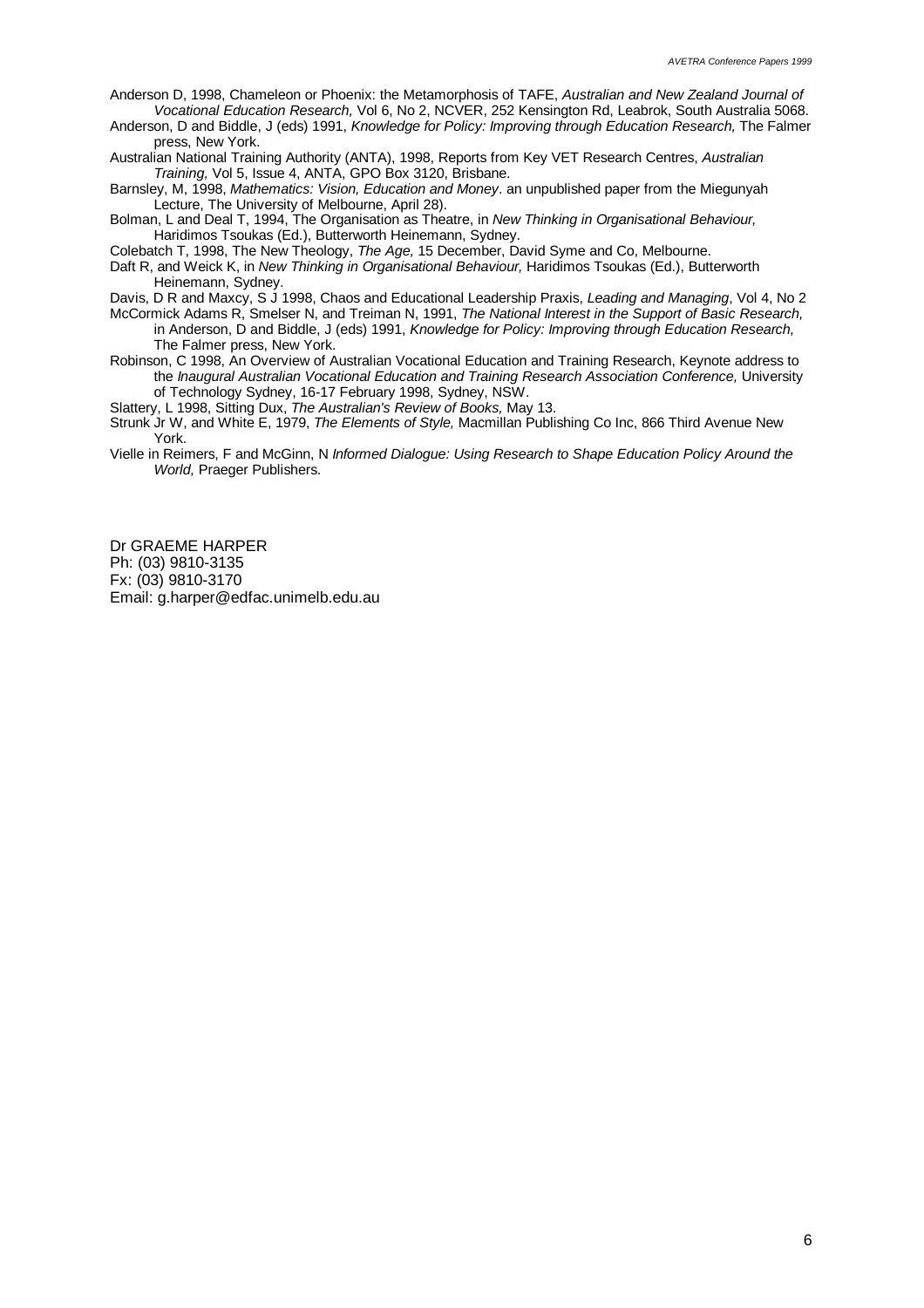Anderson D, 1998, Chameleon or Phoenix: the Metamorphosis of TAFE, *Australian and New Zealand Journal of Vocational Education Research,* Vol 6, No 2, NCVER, 252 Kensington Rd, Leabrok, South Australia 5068.

Anderson, D and Biddle, J (eds) 1991, *Knowledge for Policy: Improving through Education Research,* The Falmer press, New York.

Australian National Training Authority (ANTA), 1998, Reports from Key VET Research Centres, *Australian Training,* Vol 5, Issue 4, ANTA, GPO Box 3120, Brisbane.

Barnsley, M, 1998, *Mathematics: Vision, Education and Money*. an unpublished paper from the Miegunyah Lecture, The University of Melbourne, April 28).

Bolman, L and Deal T, 1994, The Organisation as Theatre, in *New Thinking in Organisational Behaviour,* Haridimos Tsoukas (Ed.), Butterworth Heinemann, Sydney.

Colebatch T, 1998, The New Theology, *The Age,* 15 December, David Syme and Co, Melbourne.

Daft R, and Weick K, in *New Thinking in Organisational Behaviour,* Haridimos Tsoukas (Ed.), Butterworth Heinemann, Sydney.

Davis, D R and Maxcy, S J 1998, Chaos and Educational Leadership Praxis, *Leading and Managing*, Vol 4, No 2

McCormick Adams R, Smelser N, and Treiman N, 1991, *The National Interest in the Support of Basic Research,* in Anderson, D and Biddle, J (eds) 1991, *Knowledge for Policy: Improving through Education Research,* The Falmer press, New York.

Robinson, C 1998, An Overview of Australian Vocational Education and Training Research, Keynote address to the *Inaugural Australian Vocational Education and Training Research Association Conference,* University of Technology Sydney, 16-17 February 1998, Sydney, NSW.

Slattery, L 1998, Sitting Dux, *The Australian's Review of Books,* May 13.

Strunk Jr W, and White E, 1979, *The Elements of Style,* Macmillan Publishing Co Inc, 866 Third Avenue New York.

Vielle in Reimers, F and McGinn, N *Informed Dialogue: Using Research to Shape Education Policy Around the World,* Praeger Publishers.

Dr GRAEME HARPER
Ph: (03) 9810-3135
Fx: (03) 9810-3170
Email: g.harper@edfac.unimelb.edu.au